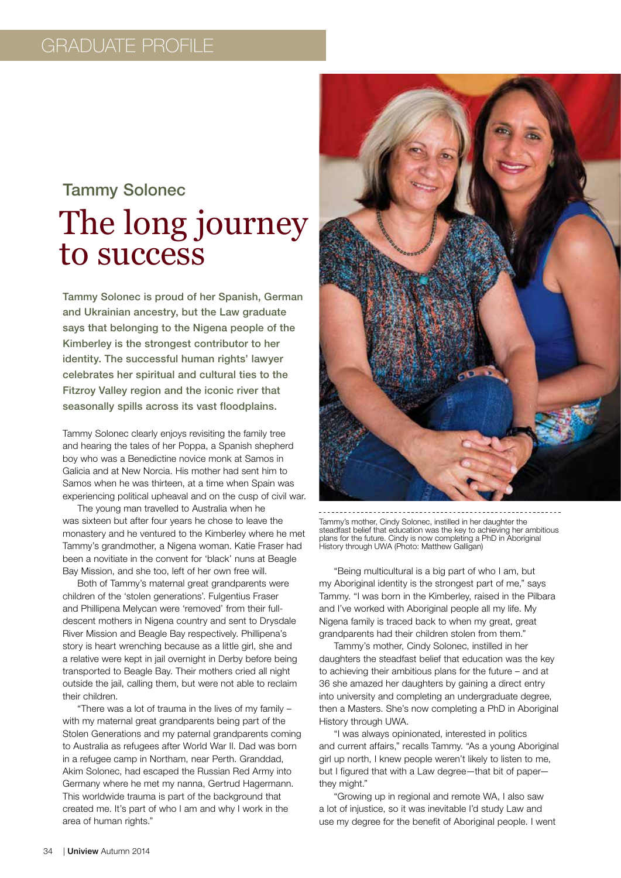GRADUATE PROFILE

### Tammy Solonec

# The long journey to success

**Tammy Solonec is proud of her Spanish, German and Ukrainian ancestry, but the Law graduate says that belonging to the Nigena people of the Kimberley is the strongest contributor to her identity. The successful human rights' lawyer celebrates her spiritual and cultural ties to the Fitzroy Valley region and the iconic river that seasonally spills across its vast floodplains.**

Tammy Solonec clearly enjoys revisiting the family tree and hearing the tales of her Poppa, a Spanish shepherd boy who was a Benedictine novice monk at Samos in Galicia and at New Norcia. His mother had sent him to Samos when he was thirteen, at a time when Spain was experiencing political upheaval and on the cusp of civil war.

The young man travelled to Australia when he was sixteen but after four years he chose to leave the monastery and he ventured to the Kimberley where he met Tammy's grandmother, a Nigena woman. Katie Fraser had been a novitiate in the convent for 'black' nuns at Beagle Bay Mission, and she too, left of her own free will.

Both of Tammy's maternal great grandparents were children of the 'stolen generations'. Fulgentius Fraser and Phillipena Melycan were 'removed' from their full-descent mothers in Nigena country and sent to Drysdale River Mission and Beagle Bay respectively. Phillipena's story is heart wrenching because as a little girl, she and a relative were kept in jail overnight in Derby before being transported to Beagle Bay. Their mothers cried all night outside the jail, calling them, but were not able to reclaim their children.

"There was a lot of trauma in the lives of my family – with my maternal great grandparents being part of the Stolen Generations and my paternal grandparents coming to Australia as refugees after World War II. Dad was born in a refugee camp in Northam, near Perth. Granddad, Akim Solonec, had escaped the Russian Red Army into Germany where he met my nanna, Gertrud Hagermann. This worldwide trauma is part of the background that created me. It's part of who I am and why I work in the area of human rights."

Tammy's mother, Cindy Solonec, instilled in her daughter the steadfast belief that education was the key to achieving her ambitious plans for the future. Cindy is now completing a PhD in Aboriginal History through UWA (Photo: Matthew Galligan)

"Being multicultural is a big part of who I am, but my Aboriginal identity is the strongest part of me," says Tammy. "I was born in the Kimberley, raised in the Pilbara and I've worked with Aboriginal people all my life. My Nigena family is traced back to when my great, great grandparents had their children stolen from them."

Tammy's mother, Cindy Solonec, instilled in her daughters the steadfast belief that education was the key to achieving their ambitious plans for the future – and at 36 she amazed her daughters by gaining a direct entry into university and completing an undergraduate degree, then a Masters. She's now completing a PhD in Aboriginal History through UWA.

"I was always opinionated, interested in politics and current affairs," recalls Tammy. "As a young Aboriginal girl up north, I knew people weren't likely to listen to me, but I figured that with a Law degree—that bit of paper—they might."

"Growing up in regional and remote WA, I also saw a lot of injustice, so it was inevitable I'd study Law and use my degree for the benefit of Aboriginal people. I went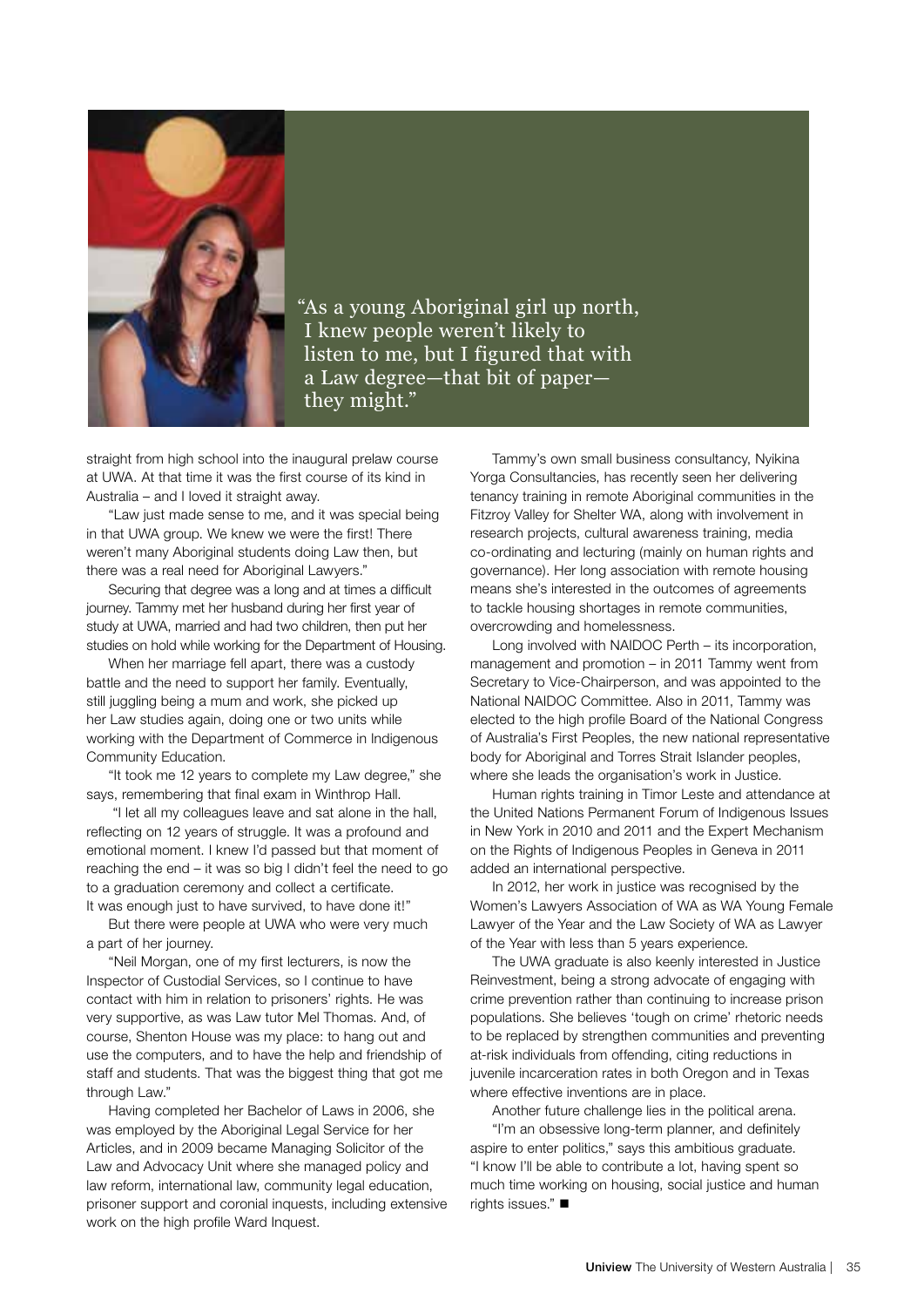> "As a young Aboriginal girl up north, I knew people weren't likely to listen to me, but I figured that with a Law degree—that bit of paper—they might."

straight from high school into the inaugural prelaw course at UWA. At that time it was the first course of its kind in Australia – and I loved it straight away.

"Law just made sense to me, and it was special being in that UWA group. We knew we were the first! There weren't many Aboriginal students doing Law then, but there was a real need for Aboriginal Lawyers."

Securing that degree was a long and at times a difficult journey. Tammy met her husband during her first year of study at UWA, married and had two children, then put her studies on hold while working for the Department of Housing.

When her marriage fell apart, there was a custody battle and the need to support her family. Eventually, still juggling being a mum and work, she picked up her Law studies again, doing one or two units while working with the Department of Commerce in Indigenous Community Education.

"It took me 12 years to complete my Law degree," she says, remembering that final exam in Winthrop Hall.

"I let all my colleagues leave and sat alone in the hall, reflecting on 12 years of struggle. It was a profound and emotional moment. I knew I'd passed but that moment of reaching the end – it was so big I didn't feel the need to go to a graduation ceremony and collect a certificate. It was enough just to have survived, to have done it!"

But there were people at UWA who were very much a part of her journey.

"Neil Morgan, one of my first lecturers, is now the Inspector of Custodial Services, so I continue to have contact with him in relation to prisoners' rights. He was very supportive, as was Law tutor Mel Thomas. And, of course, Shenton House was my place: to hang out and use the computers, and to have the help and friendship of staff and students. That was the biggest thing that got me through Law."

Having completed her Bachelor of Laws in 2006, she was employed by the Aboriginal Legal Service for her Articles, and in 2009 became Managing Solicitor of the Law and Advocacy Unit where she managed policy and law reform, international law, community legal education, prisoner support and coronial inquests, including extensive work on the high profile Ward Inquest.

Tammy's own small business consultancy, Nyikina Yorga Consultancies, has recently seen her delivering tenancy training in remote Aboriginal communities in the Fitzroy Valley for Shelter WA, along with involvement in research projects, cultural awareness training, media co-ordinating and lecturing (mainly on human rights and governance). Her long association with remote housing means she's interested in the outcomes of agreements to tackle housing shortages in remote communities, overcrowding and homelessness.

Long involved with NAIDOC Perth – its incorporation, management and promotion – in 2011 Tammy went from Secretary to Vice-Chairperson, and was appointed to the National NAIDOC Committee. Also in 2011, Tammy was elected to the high profile Board of the National Congress of Australia's First Peoples, the new national representative body for Aboriginal and Torres Strait Islander peoples, where she leads the organisation's work in Justice.

Human rights training in Timor Leste and attendance at the United Nations Permanent Forum of Indigenous Issues in New York in 2010 and 2011 and the Expert Mechanism on the Rights of Indigenous Peoples in Geneva in 2011 added an international perspective.

In 2012, her work in justice was recognised by the Women's Lawyers Association of WA as WA Young Female Lawyer of the Year and the Law Society of WA as Lawyer of the Year with less than 5 years experience.

The UWA graduate is also keenly interested in Justice Reinvestment, being a strong advocate of engaging with crime prevention rather than continuing to increase prison populations. She believes 'tough on crime' rhetoric needs to be replaced by strengthen communities and preventing at-risk individuals from offending, citing reductions in juvenile incarceration rates in both Oregon and in Texas where effective inventions are in place.

Another future challenge lies in the political arena.

"I'm an obsessive long-term planner, and definitely aspire to enter politics," says this ambitious graduate. "I know I'll be able to contribute a lot, having spent so much time working on housing, social justice and human rights issues." ■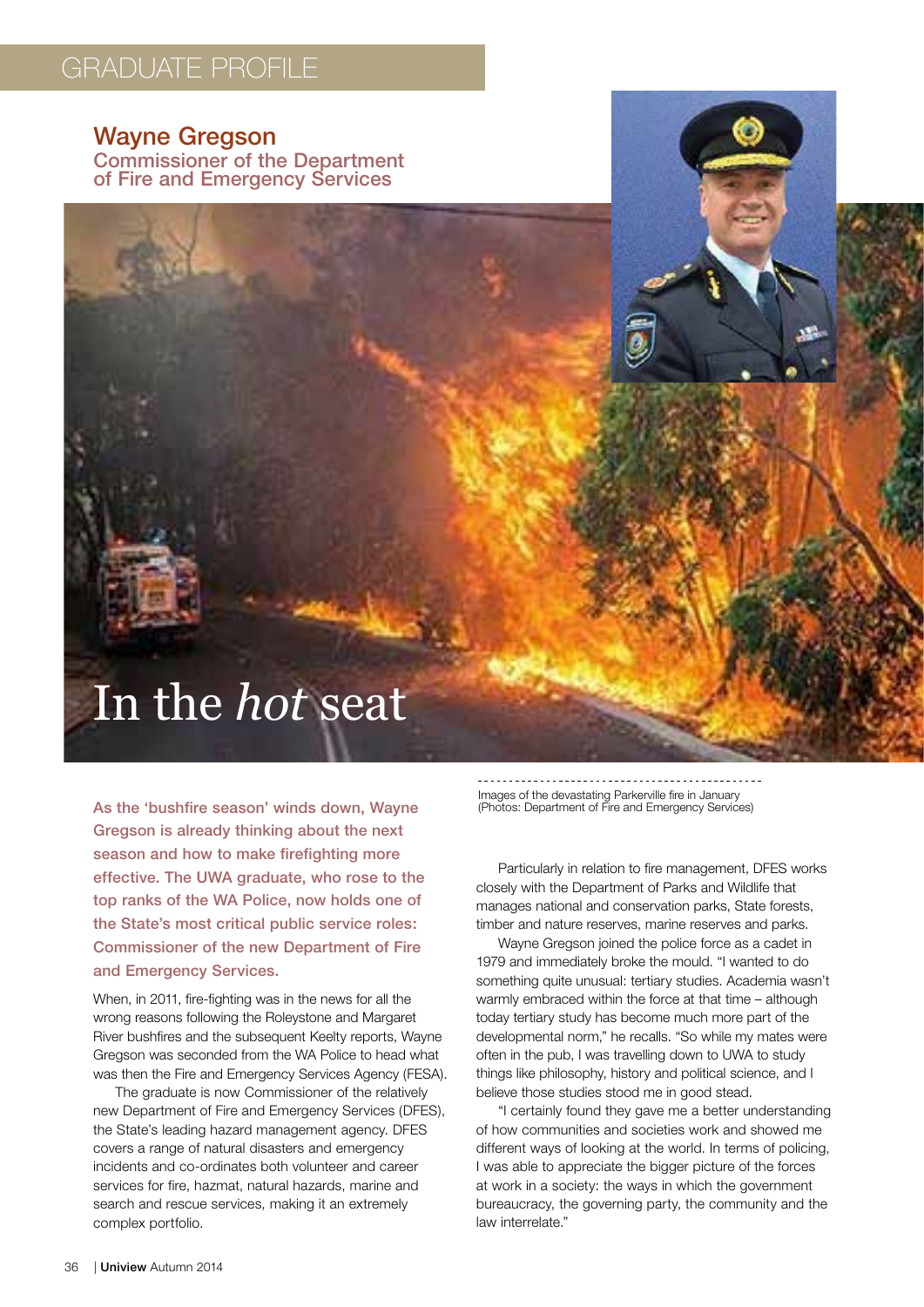GRADUATE PROFILE

## Wayne Gregson

### Commissioner of the Department of Fire and Emergency Services

# In the *hot* seat

Images of the devastating Parkerville fire in January (Photos: Department of Fire and Emergency Services)

**As the 'bushfire season' winds down, Wayne Gregson is already thinking about the next season and how to make firefighting more effective. The UWA graduate, who rose to the top ranks of the WA Police, now holds one of the State's most critical public service roles: Commissioner of the new Department of Fire and Emergency Services.**

When, in 2011, fire-fighting was in the news for all the wrong reasons following the Roleystone and Margaret River bushfires and the subsequent Keelty reports, Wayne Gregson was seconded from the WA Police to head what was then the Fire and Emergency Services Agency (FESA).

The graduate is now Commissioner of the relatively new Department of Fire and Emergency Services (DFES), the State's leading hazard management agency. DFES covers a range of natural disasters and emergency incidents and co-ordinates both volunteer and career services for fire, hazmat, natural hazards, marine and search and rescue services, making it an extremely complex portfolio.

Particularly in relation to fire management, DFES works closely with the Department of Parks and Wildlife that manages national and conservation parks, State forests, timber and nature reserves, marine reserves and parks.

Wayne Gregson joined the police force as a cadet in 1979 and immediately broke the mould. "I wanted to do something quite unusual: tertiary studies. Academia wasn't warmly embraced within the force at that time – although today tertiary study has become much more part of the developmental norm," he recalls. "So while my mates were often in the pub, I was travelling down to UWA to study things like philosophy, history and political science, and I believe those studies stood me in good stead.

"I certainly found they gave me a better understanding of how communities and societies work and showed me different ways of looking at the world. In terms of policing, I was able to appreciate the bigger picture of the forces at work in a society: the ways in which the government bureaucracy, the governing party, the community and the law interrelate."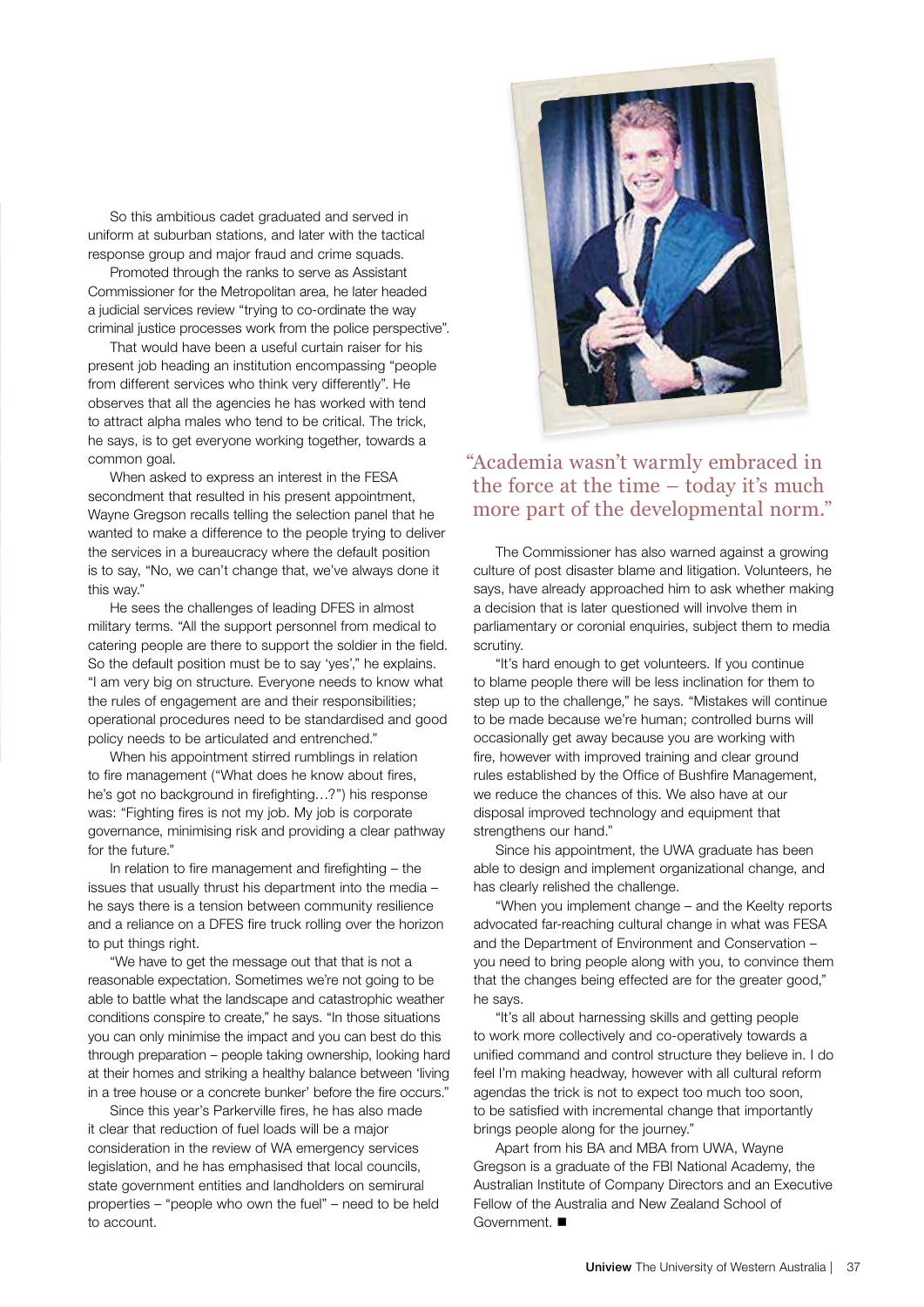So this ambitious cadet graduated and served in uniform at suburban stations, and later with the tactical response group and major fraud and crime squads.

Promoted through the ranks to serve as Assistant Commissioner for the Metropolitan area, he later headed a judicial services review "trying to co-ordinate the way criminal justice processes work from the police perspective".

That would have been a useful curtain raiser for his present job heading an institution encompassing "people from different services who think very differently". He observes that all the agencies he has worked with tend to attract alpha males who tend to be critical. The trick, he says, is to get everyone working together, towards a common goal.

When asked to express an interest in the FESA secondment that resulted in his present appointment, Wayne Gregson recalls telling the selection panel that he wanted to make a difference to the people trying to deliver the services in a bureaucracy where the default position is to say, "No, we can't change that, we've always done it this way."

He sees the challenges of leading DFES in almost military terms. "All the support personnel from medical to catering people are there to support the soldier in the field. So the default position must be to say 'yes'," he explains. "I am very big on structure. Everyone needs to know what the rules of engagement are and their responsibilities; operational procedures need to be standardised and good policy needs to be articulated and entrenched."

When his appointment stirred rumblings in relation to fire management ("What does he know about fires, he's got no background in firefighting…?") his response was: "Fighting fires is not my job. My job is corporate governance, minimising risk and providing a clear pathway for the future."

In relation to fire management and firefighting – the issues that usually thrust his department into the media – he says there is a tension between community resilience and a reliance on a DFES fire truck rolling over the horizon to put things right.

"We have to get the message out that that is not a reasonable expectation. Sometimes we're not going to be able to battle what the landscape and catastrophic weather conditions conspire to create," he says. "In those situations you can only minimise the impact and you can best do this through preparation – people taking ownership, looking hard at their homes and striking a healthy balance between 'living in a tree house or a concrete bunker' before the fire occurs."

Since this year's Parkerville fires, he has also made it clear that reduction of fuel loads will be a major consideration in the review of WA emergency services legislation, and he has emphasised that local councils, state government entities and landholders on semirural properties – "people who own the fuel" – need to be held to account.

"Academia wasn't warmly embraced in the force at the time – today it's much more part of the developmental norm."

The Commissioner has also warned against a growing culture of post disaster blame and litigation. Volunteers, he says, have already approached him to ask whether making a decision that is later questioned will involve them in parliamentary or coronial enquiries, subject them to media scrutiny.

"It's hard enough to get volunteers. If you continue to blame people there will be less inclination for them to step up to the challenge," he says. "Mistakes will continue to be made because we're human; controlled burns will occasionally get away because you are working with fire, however with improved training and clear ground rules established by the Office of Bushfire Management, we reduce the chances of this. We also have at our disposal improved technology and equipment that strengthens our hand."

Since his appointment, the UWA graduate has been able to design and implement organizational change, and has clearly relished the challenge.

"When you implement change – and the Keelty reports advocated far-reaching cultural change in what was FESA and the Department of Environment and Conservation – you need to bring people along with you, to convince them that the changes being effected are for the greater good," he says.

"It's all about harnessing skills and getting people to work more collectively and co-operatively towards a unified command and control structure they believe in. I do feel I'm making headway, however with all cultural reform agendas the trick is not to expect too much too soon, to be satisfied with incremental change that importantly brings people along for the journey."

Apart from his BA and MBA from UWA, Wayne Gregson is a graduate of the FBI National Academy, the Australian Institute of Company Directors and an Executive Fellow of the Australia and New Zealand School of Government. ■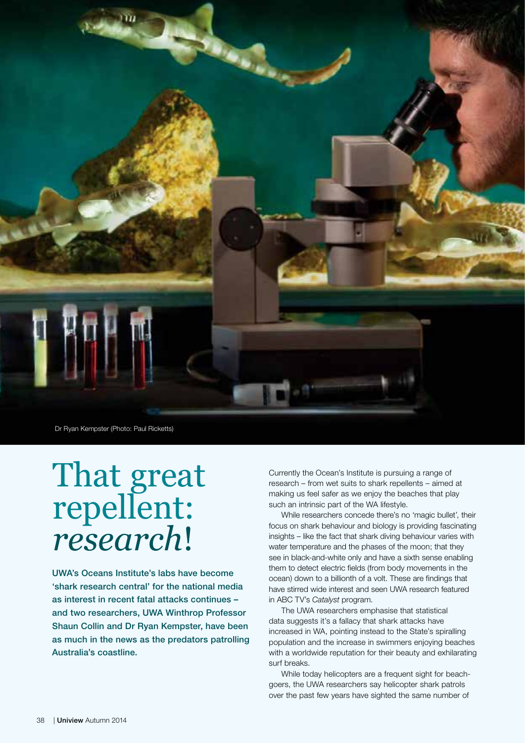Dr Ryan Kempster (Photo: Paul Ricketts)

# That great repellent: *research*!

**UWA's Oceans Institute's labs have become 'shark research central' for the national media as interest in recent fatal attacks continues – and two researchers, UWA Winthrop Professor Shaun Collin and Dr Ryan Kempster, have been as much in the news as the predators patrolling Australia's coastline.**

Currently the Ocean's Institute is pursuing a range of research – from wet suits to shark repellents – aimed at making us feel safer as we enjoy the beaches that play such an intrinsic part of the WA lifestyle.

While researchers concede there's no 'magic bullet', their focus on shark behaviour and biology is providing fascinating insights – like the fact that shark diving behaviour varies with water temperature and the phases of the moon; that they see in black-and-white only and have a sixth sense enabling them to detect electric fields (from body movements in the ocean) down to a billionth of a volt. These are findings that have stirred wide interest and seen UWA research featured in ABC TV's *Catalyst* program.

The UWA researchers emphasise that statistical data suggests it's a fallacy that shark attacks have increased in WA, pointing instead to the State's spiralling population and the increase in swimmers enjoying beaches with a worldwide reputation for their beauty and exhilarating surf breaks.

While today helicopters are a frequent sight for beach-goers, the UWA researchers say helicopter shark patrols over the past few years have sighted the same number of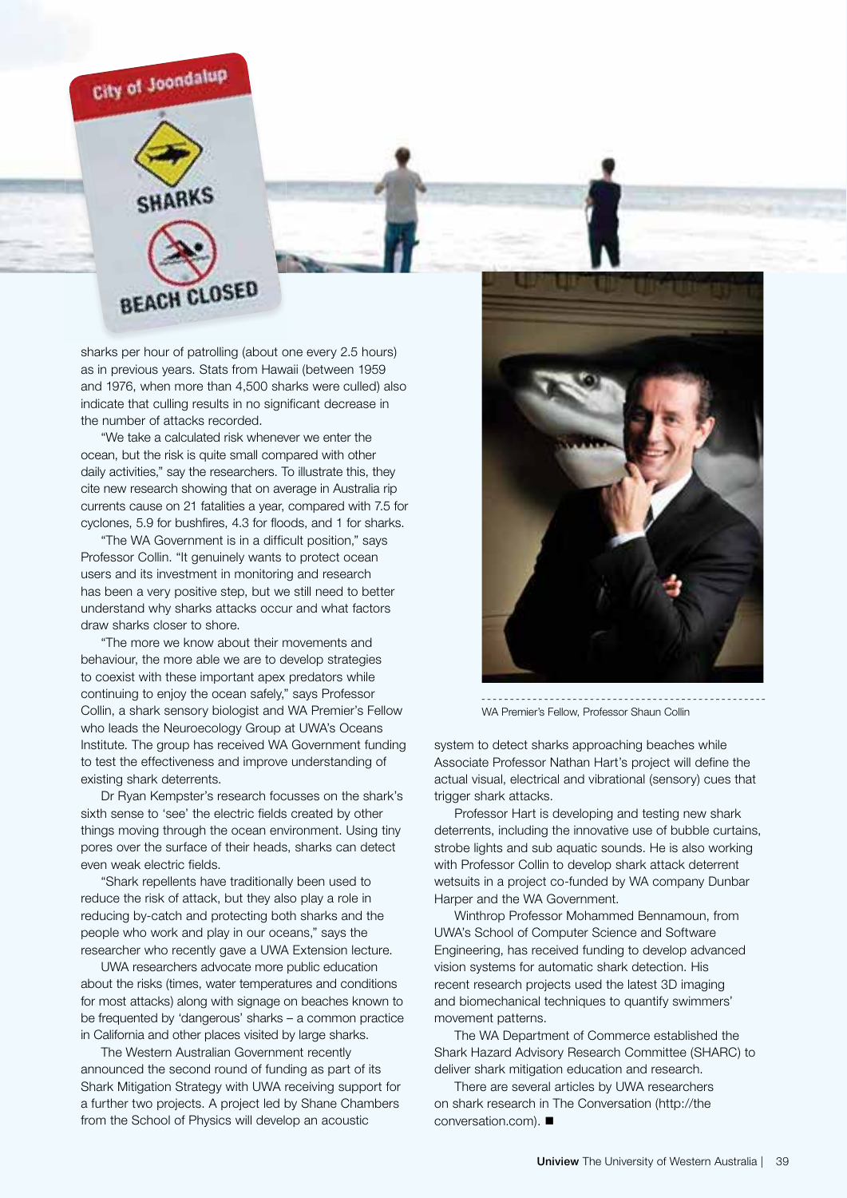sharks per hour of patrolling (about one every 2.5 hours) as in previous years. Stats from Hawaii (between 1959 and 1976, when more than 4,500 sharks were culled) also indicate that culling results in no significant decrease in the number of attacks recorded.

"We take a calculated risk whenever we enter the ocean, but the risk is quite small compared with other daily activities," say the researchers. To illustrate this, they cite new research showing that on average in Australia rip currents cause on 21 fatalities a year, compared with 7.5 for cyclones, 5.9 for bushfires, 4.3 for floods, and 1 for sharks.

"The WA Government is in a difficult position," says Professor Collin. "It genuinely wants to protect ocean users and its investment in monitoring and research has been a very positive step, but we still need to better understand why sharks attacks occur and what factors draw sharks closer to shore.

"The more we know about their movements and behaviour, the more able we are to develop strategies to coexist with these important apex predators while continuing to enjoy the ocean safely," says Professor Collin, a shark sensory biologist and WA Premier's Fellow who leads the Neuroecology Group at UWA's Oceans Institute. The group has received WA Government funding to test the effectiveness and improve understanding of existing shark deterrents.

Dr Ryan Kempster's research focusses on the shark's sixth sense to 'see' the electric fields created by other things moving through the ocean environment. Using tiny pores over the surface of their heads, sharks can detect even weak electric fields.

"Shark repellents have traditionally been used to reduce the risk of attack, but they also play a role in reducing by-catch and protecting both sharks and the people who work and play in our oceans," says the researcher who recently gave a UWA Extension lecture.

UWA researchers advocate more public education about the risks (times, water temperatures and conditions for most attacks) along with signage on beaches known to be frequented by 'dangerous' sharks – a common practice in California and other places visited by large sharks.

The Western Australian Government recently announced the second round of funding as part of its Shark Mitigation Strategy with UWA receiving support for a further two projects. A project led by Shane Chambers from the School of Physics will develop an acoustic system to detect sharks approaching beaches while Associate Professor Nathan Hart's project will define the actual visual, electrical and vibrational (sensory) cues that trigger shark attacks.

WA Premier's Fellow, Professor Shaun Collin

Professor Hart is developing and testing new shark deterrents, including the innovative use of bubble curtains, strobe lights and sub aquatic sounds. He is also working with Professor Collin to develop shark attack deterrent wetsuits in a project co-funded by WA company Dunbar Harper and the WA Government.

Winthrop Professor Mohammed Bennamoun, from UWA's School of Computer Science and Software Engineering, has received funding to develop advanced vision systems for automatic shark detection. His recent research projects used the latest 3D imaging and biomechanical techniques to quantify swimmers' movement patterns.

The WA Department of Commerce established the Shark Hazard Advisory Research Committee (SHARC) to deliver shark mitigation education and research.

There are several articles by UWA researchers on shark research in The Conversation (http://theconversation.com). ■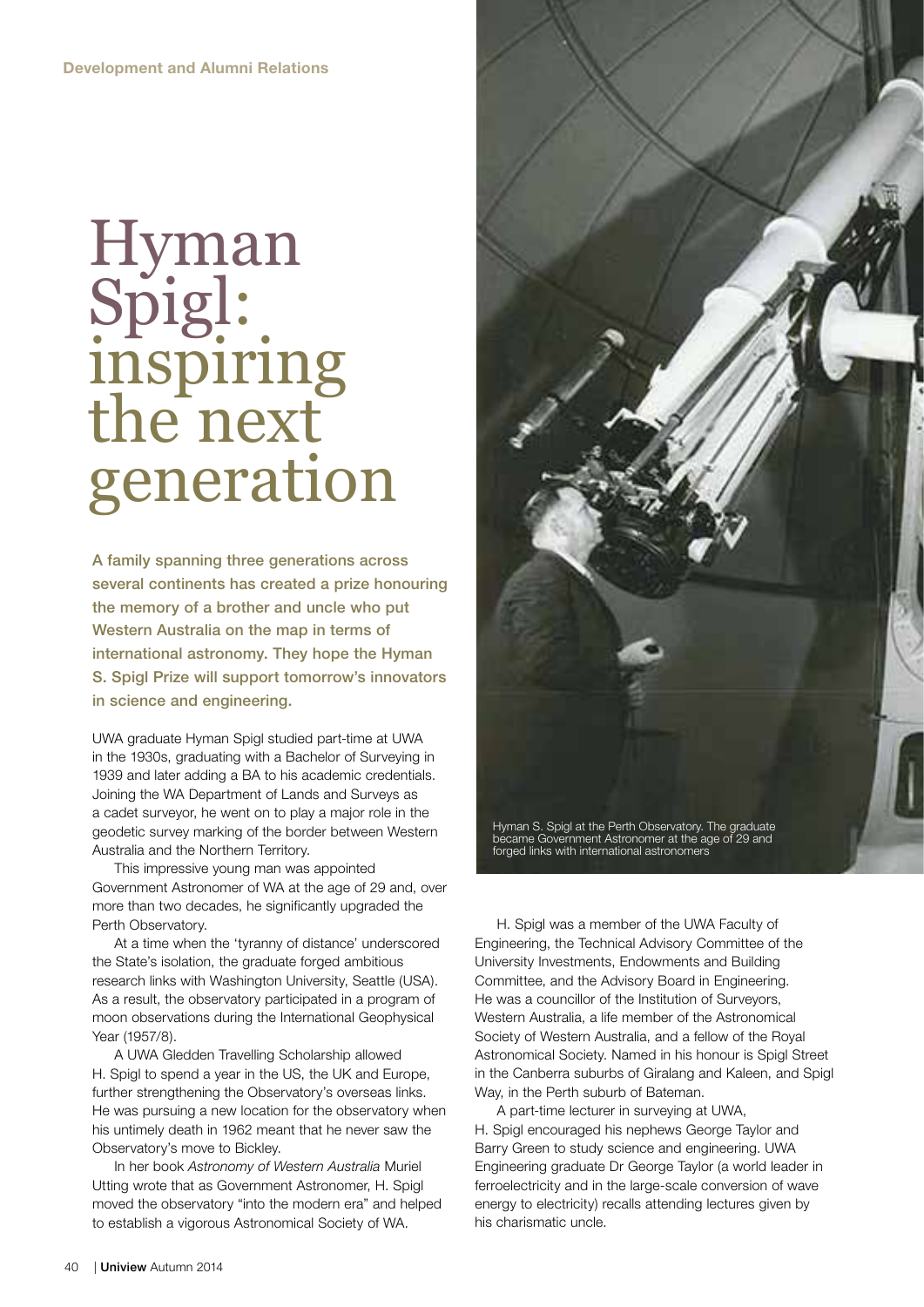Development and Alumni Relations

# Hyman Spigl: inspiring the next generation

**A family spanning three generations across several continents has created a prize honouring the memory of a brother and uncle who put Western Australia on the map in terms of international astronomy. They hope the Hyman S. Spigl Prize will support tomorrow's innovators in science and engineering.**

UWA graduate Hyman Spigl studied part-time at UWA in the 1930s, graduating with a Bachelor of Surveying in 1939 and later adding a BA to his academic credentials. Joining the WA Department of Lands and Surveys as a cadet surveyor, he went on to play a major role in the geodetic survey marking of the border between Western Australia and the Northern Territory.

This impressive young man was appointed Government Astronomer of WA at the age of 29 and, over more than two decades, he significantly upgraded the Perth Observatory.

At a time when the 'tyranny of distance' underscored the State's isolation, the graduate forged ambitious research links with Washington University, Seattle (USA). As a result, the observatory participated in a program of moon observations during the International Geophysical Year (1957/8).

A UWA Gledden Travelling Scholarship allowed H. Spigl to spend a year in the US, the UK and Europe, further strengthening the Observatory's overseas links. He was pursuing a new location for the observatory when his untimely death in 1962 meant that he never saw the Observatory's move to Bickley.

In her book *Astronomy of Western Australia* Muriel Utting wrote that as Government Astronomer, H. Spigl moved the observatory "into the modern era" and helped to establish a vigorous Astronomical Society of WA.

Hyman S. Spigl at the Perth Observatory. The graduate became Government Astronomer at the age of 29 and forged links with international astronomers

H. Spigl was a member of the UWA Faculty of Engineering, the Technical Advisory Committee of the University Investments, Endowments and Building Committee, and the Advisory Board in Engineering. He was a councillor of the Institution of Surveyors, Western Australia, a life member of the Astronomical Society of Western Australia, and a fellow of the Royal Astronomical Society. Named in his honour is Spigl Street in the Canberra suburbs of Giralang and Kaleen, and Spigl Way, in the Perth suburb of Bateman.

A part-time lecturer in surveying at UWA, H. Spigl encouraged his nephews George Taylor and Barry Green to study science and engineering. UWA Engineering graduate Dr George Taylor (a world leader in ferroelectricity and in the large-scale conversion of wave energy to electricity) recalls attending lectures given by his charismatic uncle.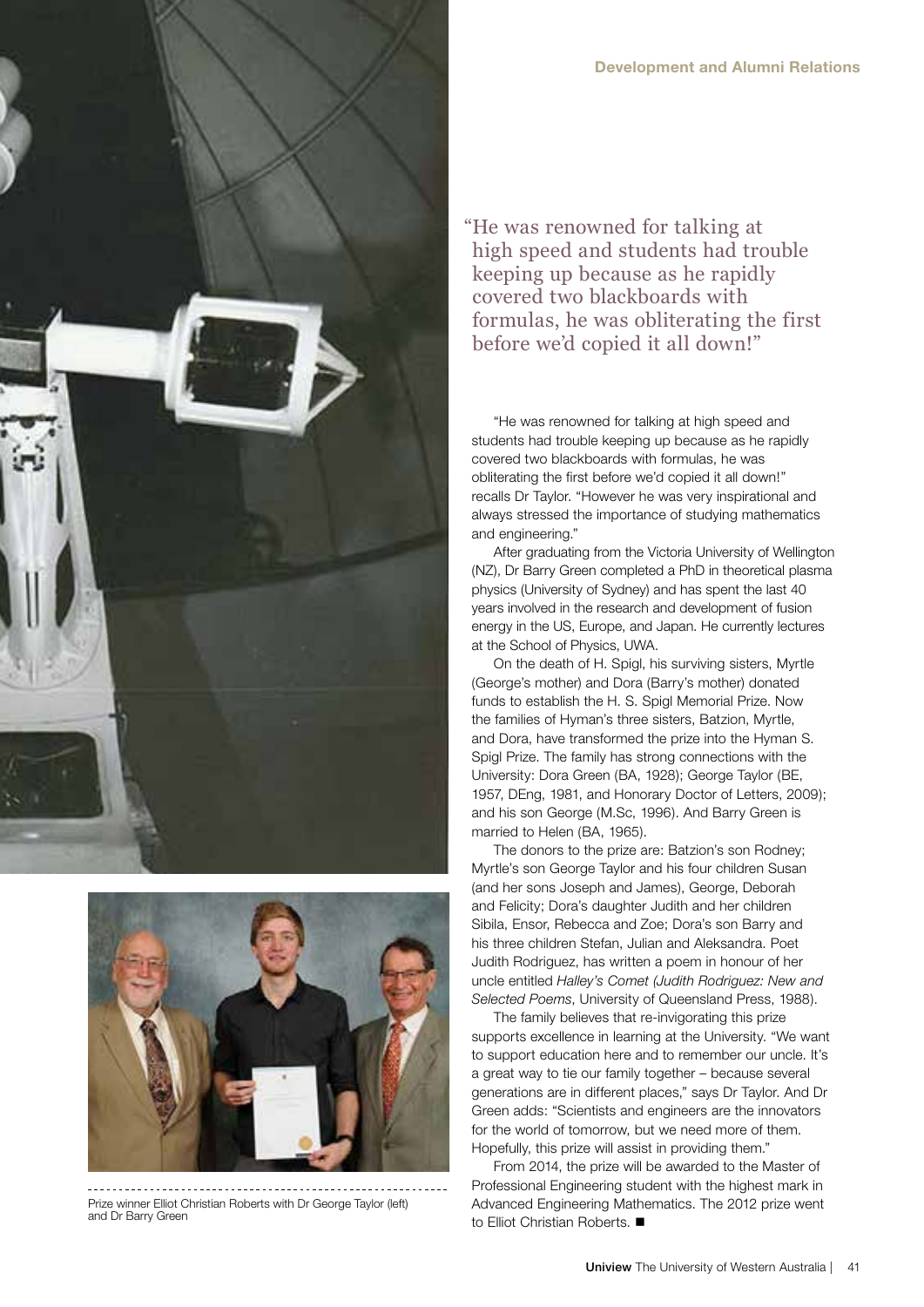> "He was renowned for talking at high speed and students had trouble keeping up because as he rapidly covered two blackboards with formulas, he was obliterating the first before we'd copied it all down!"

"He was renowned for talking at high speed and students had trouble keeping up because as he rapidly covered two blackboards with formulas, he was obliterating the first before we'd copied it all down!" recalls Dr Taylor. "However he was very inspirational and always stressed the importance of studying mathematics and engineering."

After graduating from the Victoria University of Wellington (NZ), Dr Barry Green completed a PhD in theoretical plasma physics (University of Sydney) and has spent the last 40 years involved in the research and development of fusion energy in the US, Europe, and Japan. He currently lectures at the School of Physics, UWA.

On the death of H. Spigl, his surviving sisters, Myrtle (George's mother) and Dora (Barry's mother) donated funds to establish the H. S. Spigl Memorial Prize. Now the families of Hyman's three sisters, Batzion, Myrtle, and Dora, have transformed the prize into the Hyman S. Spigl Prize. The family has strong connections with the University: Dora Green (BA, 1928); George Taylor (BE, 1957, DEng, 1981, and Honorary Doctor of Letters, 2009); and his son George (M.Sc, 1996). And Barry Green is married to Helen (BA, 1965).

The donors to the prize are: Batzion's son Rodney; Myrtle's son George Taylor and his four children Susan (and her sons Joseph and James), George, Deborah and Felicity; Dora's daughter Judith and her children Sibila, Ensor, Rebecca and Zoe; Dora's son Barry and his three children Stefan, Julian and Aleksandra. Poet Judith Rodriguez, has written a poem in honour of her uncle entitled *Halley's Comet (Judith Rodriguez: New and Selected Poems*, University of Queensland Press, 1988).

The family believes that re-invigorating this prize supports excellence in learning at the University. "We want to support education here and to remember our uncle. It's a great way to tie our family together – because several generations are in different places," says Dr Taylor. And Dr Green adds: "Scientists and engineers are the innovators for the world of tomorrow, but we need more of them. Hopefully, this prize will assist in providing them."

From 2014, the prize will be awarded to the Master of Professional Engineering student with the highest mark in Advanced Engineering Mathematics. The 2012 prize went to Elliot Christian Roberts. ■

Prize winner Elliot Christian Roberts with Dr George Taylor (left) and Dr Barry Green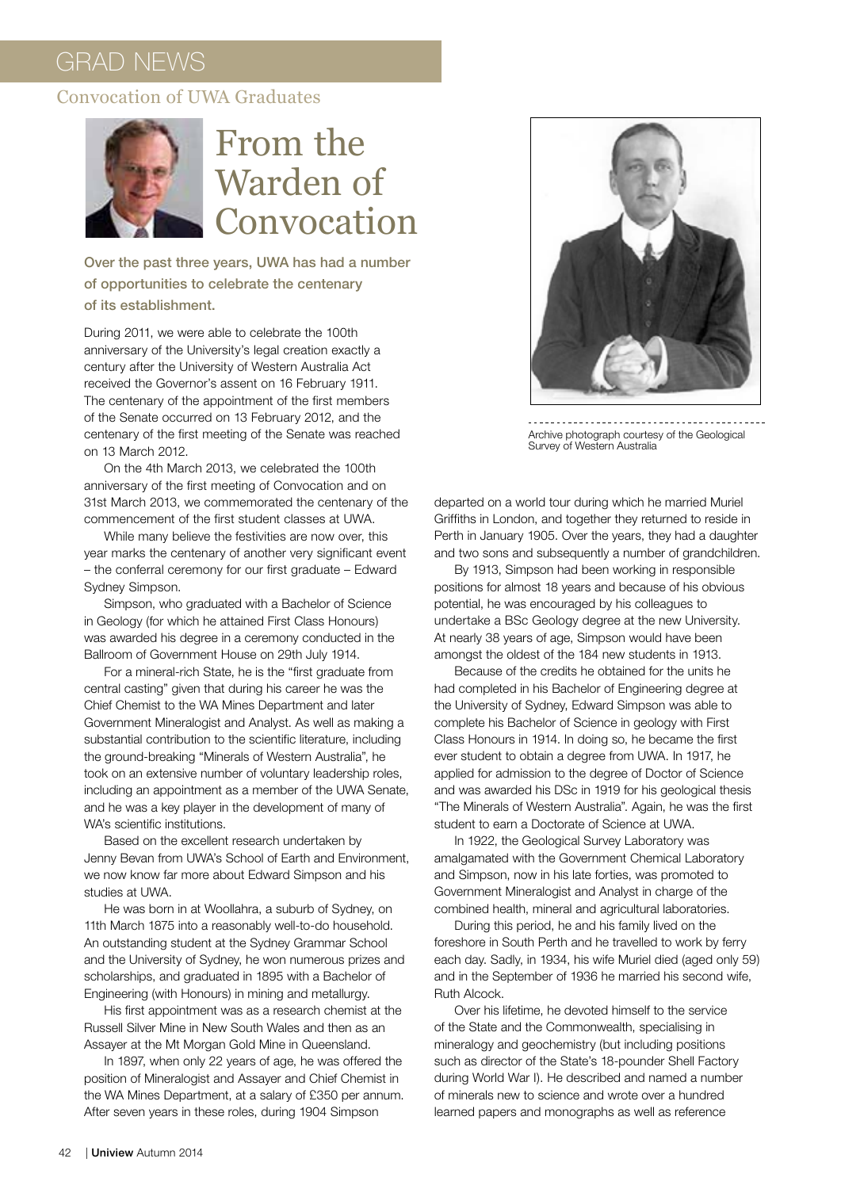# GRAD NEWS

## Convocation of UWA Graduates

# From the Warden of Convocation

**Over the past three years, UWA has had a number of opportunities to celebrate the centenary of its establishment.**

During 2011, we were able to celebrate the 100th anniversary of the University's legal creation exactly a century after the University of Western Australia Act received the Governor's assent on 16 February 1911. The centenary of the appointment of the first members of the Senate occurred on 13 February 2012, and the centenary of the first meeting of the Senate was reached on 13 March 2012.

On the 4th March 2013, we celebrated the 100th anniversary of the first meeting of Convocation and on 31st March 2013, we commemorated the centenary of the commencement of the first student classes at UWA.

While many believe the festivities are now over, this year marks the centenary of another very significant event – the conferral ceremony for our first graduate – Edward Sydney Simpson.

Simpson, who graduated with a Bachelor of Science in Geology (for which he attained First Class Honours) was awarded his degree in a ceremony conducted in the Ballroom of Government House on 29th July 1914.

For a mineral-rich State, he is the "first graduate from central casting" given that during his career he was the Chief Chemist to the WA Mines Department and later Government Mineralogist and Analyst. As well as making a substantial contribution to the scientific literature, including the ground-breaking "Minerals of Western Australia", he took on an extensive number of voluntary leadership roles, including an appointment as a member of the UWA Senate, and he was a key player in the development of many of WA's scientific institutions.

Based on the excellent research undertaken by Jenny Bevan from UWA's School of Earth and Environment, we now know far more about Edward Simpson and his studies at UWA.

He was born in at Woollahra, a suburb of Sydney, on 11th March 1875 into a reasonably well-to-do household. An outstanding student at the Sydney Grammar School and the University of Sydney, he won numerous prizes and scholarships, and graduated in 1895 with a Bachelor of Engineering (with Honours) in mining and metallurgy.

His first appointment was as a research chemist at the Russell Silver Mine in New South Wales and then as an Assayer at the Mt Morgan Gold Mine in Queensland.

In 1897, when only 22 years of age, he was offered the position of Mineralogist and Assayer and Chief Chemist in the WA Mines Department, at a salary of £350 per annum. After seven years in these roles, during 1904 Simpson departed on a world tour during which he married Muriel Griffiths in London, and together they returned to reside in Perth in January 1905. Over the years, they had a daughter and two sons and subsequently a number of grandchildren.

Archive photograph courtesy of the Geological Survey of Western Australia

By 1913, Simpson had been working in responsible positions for almost 18 years and because of his obvious potential, he was encouraged by his colleagues to undertake a BSc Geology degree at the new University. At nearly 38 years of age, Simpson would have been amongst the oldest of the 184 new students in 1913.

Because of the credits he obtained for the units he had completed in his Bachelor of Engineering degree at the University of Sydney, Edward Simpson was able to complete his Bachelor of Science in geology with First Class Honours in 1914. In doing so, he became the first ever student to obtain a degree from UWA. In 1917, he applied for admission to the degree of Doctor of Science and was awarded his DSc in 1919 for his geological thesis "The Minerals of Western Australia". Again, he was the first student to earn a Doctorate of Science at UWA.

In 1922, the Geological Survey Laboratory was amalgamated with the Government Chemical Laboratory and Simpson, now in his late forties, was promoted to Government Mineralogist and Analyst in charge of the combined health, mineral and agricultural laboratories.

During this period, he and his family lived on the foreshore in South Perth and he travelled to work by ferry each day. Sadly, in 1934, his wife Muriel died (aged only 59) and in the September of 1936 he married his second wife, Ruth Alcock.

Over his lifetime, he devoted himself to the service of the State and the Commonwealth, specialising in mineralogy and geochemistry (but including positions such as director of the State's 18-pounder Shell Factory during World War I). He described and named a number of minerals new to science and wrote over a hundred learned papers and monographs as well as reference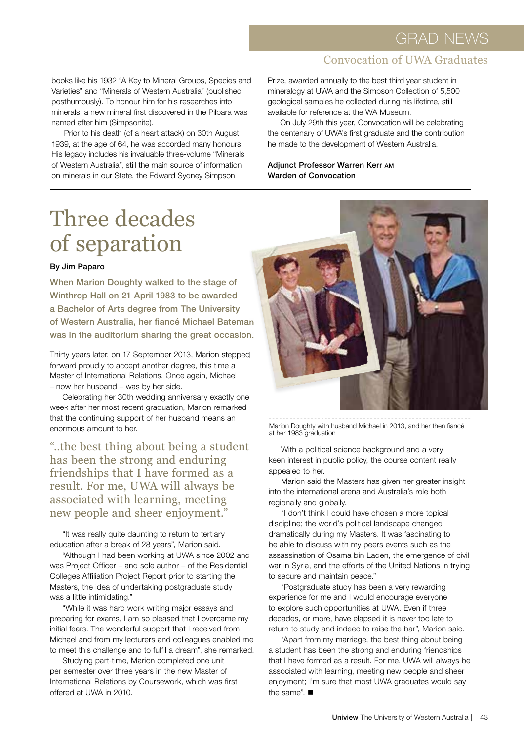books like his 1932 "A Key to Mineral Groups, Species and Varieties" and "Minerals of Western Australia" (published posthumously). To honour him for his researches into minerals, a new mineral first discovered in the Pilbara was named after him (Simpsonite).

Prior to his death (of a heart attack) on 30th August 1939, at the age of 64, he was accorded many honours. His legacy includes his invaluable three-volume "Minerals of Western Australia", still the main source of information on minerals in our State, the Edward Sydney Simpson Prize, awarded annually to the best third year student in mineralogy at UWA and the Simpson Collection of 5,500 geological samples he collected during his lifetime, still available for reference at the WA Museum.

On July 29th this year, Convocation will be celebrating the centenary of UWA's first graduate and the contribution he made to the development of Western Australia.

**Adjunct Professor Warren Kerr AM**
**Warden of Convocation**

# Three decades of separation

**By Jim Paparo**

**When Marion Doughty walked to the stage of Winthrop Hall on 21 April 1983 to be awarded a Bachelor of Arts degree from The University of Western Australia, her fiancé Michael Bateman was in the auditorium sharing the great occasion.**

Thirty years later, on 17 September 2013, Marion stepped forward proudly to accept another degree, this time a Master of International Relations. Once again, Michael – now her husband – was by her side.

Celebrating her 30th wedding anniversary exactly one week after her most recent graduation, Marion remarked that the continuing support of her husband means an enormous amount to her.

> "..the best thing about being a student has been the strong and enduring friendships that I have formed as a result. For me, UWA will always be associated with learning, meeting new people and sheer enjoyment."

"It was really quite daunting to return to tertiary education after a break of 28 years", Marion said.

"Although I had been working at UWA since 2002 and was Project Officer – and sole author – of the Residential Colleges Affiliation Project Report prior to starting the Masters, the idea of undertaking postgraduate study was a little intimidating."

"While it was hard work writing major essays and preparing for exams, I am so pleased that I overcame my initial fears. The wonderful support that I received from Michael and from my lecturers and colleagues enabled me to meet this challenge and to fulfil a dream", she remarked.

Studying part-time, Marion completed one unit per semester over three years in the new Master of International Relations by Coursework, which was first offered at UWA in 2010.

Marion Doughty with husband Michael in 2013, and her then fiancé at her 1983 graduation

With a political science background and a very keen interest in public policy, the course content really appealed to her.

Marion said the Masters has given her greater insight into the international arena and Australia's role both regionally and globally.

"I don't think I could have chosen a more topical discipline; the world's political landscape changed dramatically during my Masters. It was fascinating to be able to discuss with my peers events such as the assassination of Osama bin Laden, the emergence of civil war in Syria, and the efforts of the United Nations in trying to secure and maintain peace."

"Postgraduate study has been a very rewarding experience for me and I would encourage everyone to explore such opportunities at UWA. Even if three decades, or more, have elapsed it is never too late to return to study and indeed to raise the bar", Marion said.

"Apart from my marriage, the best thing about being a student has been the strong and enduring friendships that I have formed as a result. For me, UWA will always be associated with learning, meeting new people and sheer enjoyment; I'm sure that most UWA graduates would say the same". ■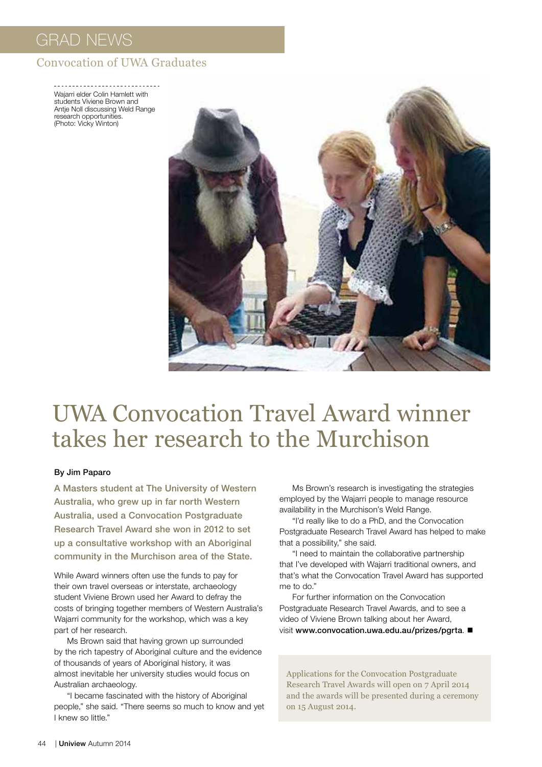GRAD NEWS

Convocation of UWA Graduates

Wajarri elder Colin Hamlett with students Viviene Brown and Antje Noll discussing Weld Range research opportunities. (Photo: Vicky Winton)

# UWA Convocation Travel Award winner takes her research to the Murchison

**By Jim Paparo**

**A Masters student at The University of Western Australia, who grew up in far north Western Australia, used a Convocation Postgraduate Research Travel Award she won in 2012 to set up a consultative workshop with an Aboriginal community in the Murchison area of the State.**

While Award winners often use the funds to pay for their own travel overseas or interstate, archaeology student Viviene Brown used her Award to defray the costs of bringing together members of Western Australia's Wajarri community for the workshop, which was a key part of her research.

Ms Brown said that having grown up surrounded by the rich tapestry of Aboriginal culture and the evidence of thousands of years of Aboriginal history, it was almost inevitable her university studies would focus on Australian archaeology.

"I became fascinated with the history of Aboriginal people," she said. "There seems so much to know and yet I knew so little."

Ms Brown's research is investigating the strategies employed by the Wajarri people to manage resource availability in the Murchison's Weld Range.

"I'd really like to do a PhD, and the Convocation Postgraduate Research Travel Award has helped to make that a possibility," she said.

"I need to maintain the collaborative partnership that I've developed with Wajarri traditional owners, and that's what the Convocation Travel Award has supported me to do."

For further information on the Convocation Postgraduate Research Travel Awards, and to see a video of Viviene Brown talking about her Award, visit **www.convocation.uwa.edu.au/prizes/pgrta**. ■

Applications for the Convocation Postgraduate Research Travel Awards will open on 7 April 2014 and the awards will be presented during a ceremony on 15 August 2014.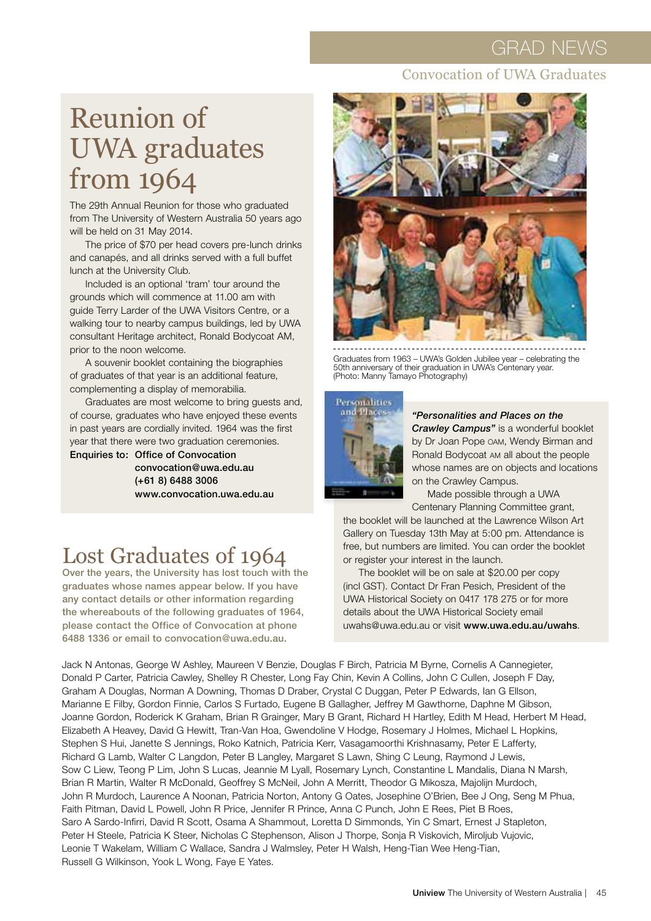# Reunion of UWA graduates from 1964

The 29th Annual Reunion for those who graduated from The University of Western Australia 50 years ago will be held on 31 May 2014.

The price of $70 per head covers pre-lunch drinks and canapés, and all drinks served with a full buffet lunch at the University Club.

Included is an optional 'tram' tour around the grounds which will commence at 11.00 am with guide Terry Larder of the UWA Visitors Centre, or a walking tour to nearby campus buildings, led by UWA consultant Heritage architect, Ronald Bodycoat AM, prior to the noon welcome.

A souvenir booklet containing the biographies of graduates of that year is an additional feature, complementing a display of memorabilia.

Graduates are most welcome to bring guests and, of course, graduates who have enjoyed these events in past years are cordially invited. 1964 was the first year that there were two graduation ceremonies.

**Enquiries to: Office of Convocation**
**convocation@uwa.edu.au**
**(+61 8) 6488 3006**
**www.convocation.uwa.edu.au**

Graduates from 1963 – UWA's Golden Jubilee year – celebrating the 50th anniversary of their graduation in UWA's Centenary year. (Photo: Manny Tamayo Photography)

***"Personalities and Places on the Crawley Campus"*** is a wonderful booklet by Dr Joan Pope OAM, Wendy Birman and Ronald Bodycoat AM all about the people whose names are on objects and locations on the Crawley Campus.

Made possible through a UWA Centenary Planning Committee grant, the booklet will be launched at the Lawrence Wilson Art Gallery on Tuesday 13th May at 5:00 pm. Attendance is free, but numbers are limited. You can order the booklet or register your interest in the launch.

The booklet will be on sale at $20.00 per copy (incl GST). Contact Dr Fran Pesich, President of the UWA Historical Society on 0417 178 275 or for more details about the UWA Historical Society email uwahs@uwa.edu.au or visit **www.uwa.edu.au/uwahs**.

# Lost Graduates of 1964

**Over the years, the University has lost touch with the graduates whose names appear below. If you have any contact details or other information regarding the whereabouts of the following graduates of 1964, please contact the Office of Convocation at phone 6488 1336 or email to convocation@uwa.edu.au.**

Jack N Antonas, George W Ashley, Maureen V Benzie, Douglas F Birch, Patricia M Byrne, Cornelis A Cannegieter, Donald P Carter, Patricia Cawley, Shelley R Chester, Long Fay Chin, Kevin A Collins, John C Cullen, Joseph F Day, Graham A Douglas, Norman A Downing, Thomas D Draber, Crystal C Duggan, Peter P Edwards, Ian G Ellson, Marianne E Filby, Gordon Finnie, Carlos S Furtado, Eugene B Gallagher, Jeffrey M Gawthorne, Daphne M Gibson, Joanne Gordon, Roderick K Graham, Brian R Grainger, Mary B Grant, Richard H Hartley, Edith M Head, Herbert M Head, Elizabeth A Heavey, David G Hewitt, Tran-Van Hoa, Gwendoline V Hodge, Rosemary J Holmes, Michael L Hopkins, Stephen S Hui, Janette S Jennings, Roko Katnich, Patricia Kerr, Vasagamoorthi Krishnasamy, Peter E Lafferty, Richard G Lamb, Walter C Langdon, Peter B Langley, Margaret S Lawn, Shing C Leung, Raymond J Lewis, Sow C Liew, Teong P Lim, John S Lucas, Jeannie M Lyall, Rosemary Lynch, Constantine L Mandalis, Diana N Marsh, Brian R Martin, Walter R McDonald, Geoffrey S McNeil, John A Merritt, Theodor G Mikosza, Majolijn Murdoch, John R Murdoch, Laurence A Noonan, Patricia Norton, Antony G Oates, Josephine O'Brien, Bee J Ong, Seng M Phua, Faith Pitman, David L Powell, John R Price, Jennifer R Prince, Anna C Punch, John E Rees, Piet B Roes, Saro A Sardo-Infirri, David R Scott, Osama A Shammout, Loretta D Simmonds, Yin C Smart, Ernest J Stapleton, Peter H Steele, Patricia K Steer, Nicholas C Stephenson, Alison J Thorpe, Sonja R Viskovich, Miroljub Vujovic, Leonie T Wakelam, William C Wallace, Sandra J Walmsley, Peter H Walsh, Heng-Tian Wee Heng-Tian, Russell G Wilkinson, Yook L Wong, Faye E Yates.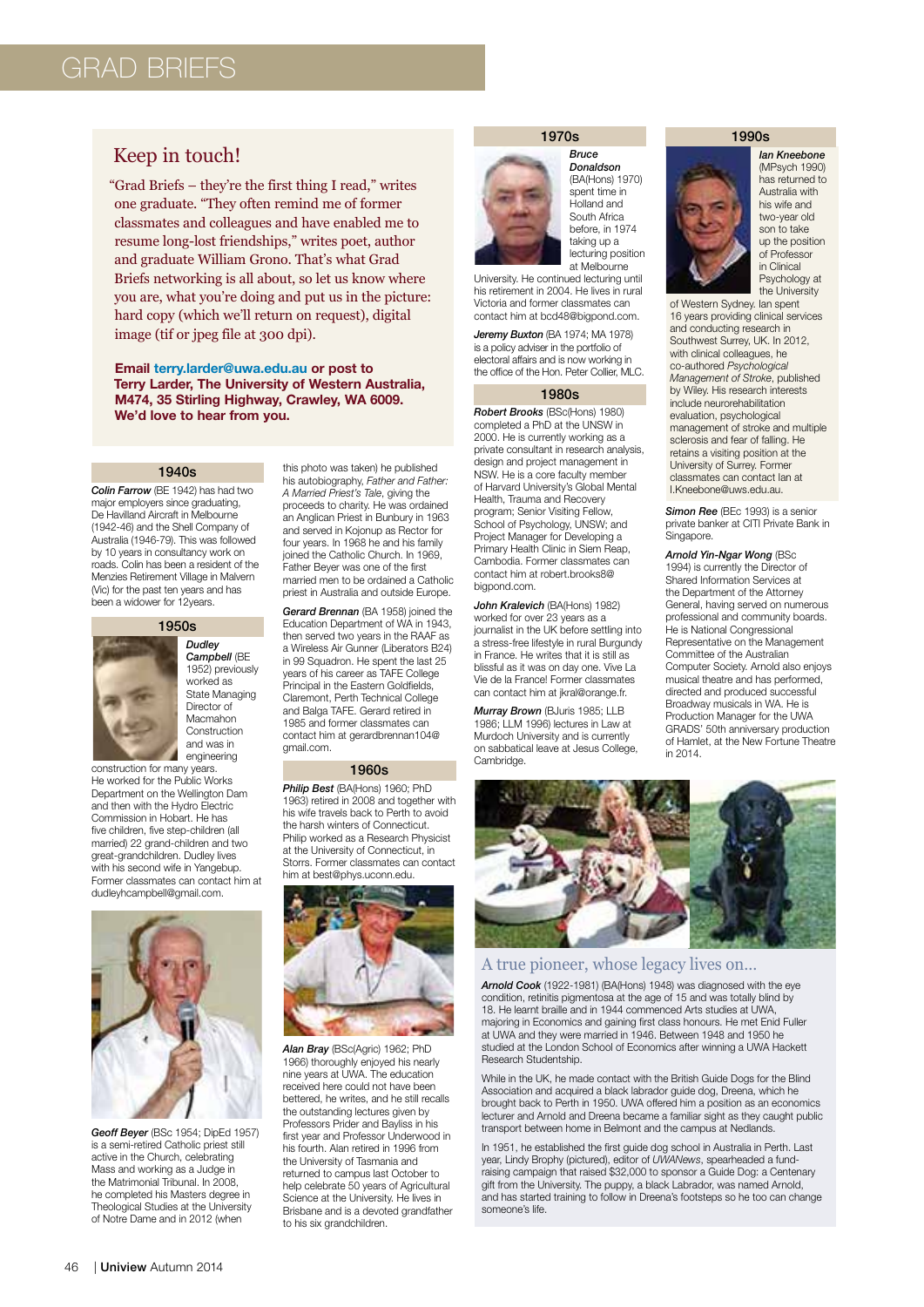# GRAD BRIEFS

## Keep in touch!

"Grad Briefs – they're the first thing I read," writes one graduate. "They often remind me of former classmates and colleagues and have enabled me to resume long-lost friendships," writes poet, author and graduate William Grono. That's what Grad Briefs networking is all about, so let us know where you are, what you're doing and put us in the picture: hard copy (which we'll return on request), digital image (tif or jpeg file at 300 dpi).

**Email terry.larder@uwa.edu.au or post to Terry Larder, The University of Western Australia, M474, 35 Stirling Highway, Crawley, WA 6009. We'd love to hear from you.**

### 1940s

***Colin Farrow*** (BE 1942) has had two major employers since graduating, De Havilland Aircraft in Melbourne (1942-46) and the Shell Company of Australia (1946-79). This was followed by 10 years in consultancy work on roads. Colin has been a resident of the Menzies Retirement Village in Malvern (Vic) for the past ten years and has been a widower for 12years.

### 1950s

***Dudley Campbell*** (BE 1952) previously worked as State Managing Director of Macmahon Construction and was in engineering construction for many years. He worked for the Public Works Department on the Wellington Dam and then with the Hydro Electric Commission in Hobart. He has five children, five step-children (all married) 22 grand-children and two great-grandchildren. Dudley lives with his second wife in Yangebup. Former classmates can contact him at dudleyhcampbell@gmail.com.

***Geoff Beyer*** (BSc 1954; DipEd 1957) is a semi-retired Catholic priest still active in the Church, celebrating Mass and working as a Judge in the Matrimonial Tribunal. In 2008, he completed his Masters degree in Theological Studies at the University of Notre Dame and in 2012 (when this photo was taken) he published his autobiography, *Father and Father: A Married Priest's Tale*, giving the proceeds to charity. He was ordained an Anglican Priest in Bunbury in 1963 and served in Kojonup as Rector for four years. In 1968 he and his family joined the Catholic Church. In 1969, Father Beyer was one of the first married men to be ordained a Catholic priest in Australia and outside Europe.

***Gerard Brennan*** (BA 1958) joined the Education Department of WA in 1943, then served two years in the RAAF as a Wireless Air Gunner (Liberators B24) in 99 Squadron. He spent the last 25 years of his career as TAFE College Principal in the Eastern Goldfields, Claremont, Perth Technical College and Balga TAFE. Gerard retired in 1985 and former classmates can contact him at gerardbrennan104@gmail.com.

### 1960s

***Philip Best*** (BA(Hons) 1960; PhD 1963) retired in 2008 and together with his wife travels back to Perth to avoid the harsh winters of Connecticut. Philip worked as a Research Physicist at the University of Connecticut, in Storrs. Former classmates can contact him at best@phys.uconn.edu.

***Alan Bray*** (BSc(Agric) 1962; PhD 1966) thoroughly enjoyed his nearly nine years at UWA. The education received here could not have been bettered, he writes, and he still recalls the outstanding lectures given by Professors Prider and Bayliss in his first year and Professor Underwood in his fourth. Alan retired in 1996 from the University of Tasmania and returned to campus last October to help celebrate 50 years of Agricultural Science at the University. He lives in Brisbane and is a devoted grandfather to his six grandchildren.

### 1970s

***Bruce Donaldson*** (BA(Hons) 1970) spent time in Holland and South Africa before, in 1974 taking up a lecturing position at Melbourne University. He continued lecturing until his retirement in 2004. He lives in rural Victoria and former classmates can contact him at bcd48@bigpond.com.

***Jeremy Buxton*** (BA 1974; MA 1978) is a policy adviser in the portfolio of electoral affairs and is now working in the office of the Hon. Peter Collier, MLC.

### 1980s

***Robert Brooks*** (BSc(Hons) 1980) completed a PhD at the UNSW in 2000. He is currently working as a private consultant in research analysis, design and project management in NSW. He is a core faculty member of Harvard University's Global Mental Health, Trauma and Recovery program; Senior Visiting Fellow, School of Psychology, UNSW; and Project Manager for Developing a Primary Health Clinic in Siem Reap, Cambodia. Former classmates can contact him at robert.brooks8@bigpond.com.

***John Kralevich*** (BA(Hons) 1982) worked for over 23 years as a journalist in the UK before settling into a stress-free lifestyle in rural Burgundy in France. He writes that it is still as blissful as it was on day one. Vive La Vie de la France! Former classmates can contact him at jkral@orange.fr.

***Murray Brown*** (BJuris 1985; LLB 1986; LLM 1996) lectures in Law at Murdoch University and is currently on sabbatical leave at Jesus College, Cambridge.

### 1990s

***Ian Kneebone*** (MPsych 1990) has returned to Australia with his wife and two-year old son to take up the position of Professor in Clinical Psychology at the University of Western Sydney. Ian spent 16 years providing clinical services and conducting research in Southwest Surrey, UK. In 2012, with clinical colleagues, he co-authored *Psychological Management of Stroke*, published by Wiley. His research interests include neurorehabilitation evaluation, psychological management of stroke and multiple sclerosis and fear of falling. He retains a visiting position at the University of Surrey. Former classmates can contact Ian at I.Kneebone@uws.edu.au.

***Simon Ree*** (BEc 1993) is a senior private banker at CITI Private Bank in Singapore.

***Arnold Yin-Ngar Wong*** (BSc 1994) is currently the Director of Shared Information Services at the Department of the Attorney General, having served on numerous professional and community boards. He is National Congressional Representative on the Management Committee of the Australian Computer Society. Arnold also enjoys musical theatre and has performed, directed and produced successful Broadway musicals in WA. He is Production Manager for the UWA GRADS' 50th anniversary production of Hamlet, at the New Fortune Theatre in 2014.

## A true pioneer, whose legacy lives on...

***Arnold Cook*** (1922-1981) (BA(Hons) 1948) was diagnosed with the eye condition, retinitis pigmentosa at the age of 15 and was totally blind by 18. He learnt braille and in 1944 commenced Arts studies at UWA, majoring in Economics and gaining first class honours. He met Enid Fuller at UWA and they were married in 1946. Between 1948 and 1950 he studied at the London School of Economics after winning a UWA Hackett Research Studentship.

While in the UK, he made contact with the British Guide Dogs for the Blind Association and acquired a black labrador guide dog, Dreena, which he brought back to Perth in 1950. UWA offered him a position as an economics lecturer and Arnold and Dreena became a familiar sight as they caught public transport between home in Belmont and the campus at Nedlands.

In 1951, he established the first guide dog school in Australia in Perth. Last year, Lindy Brophy (pictured), editor of *UWANews*, spearheaded a fund-raising campaign that raised $32,000 to sponsor a Guide Dog: a Centenary gift from the University. The puppy, a black Labrador, was named Arnold, and has started training to follow in Dreena's footsteps so he too can change someone's life.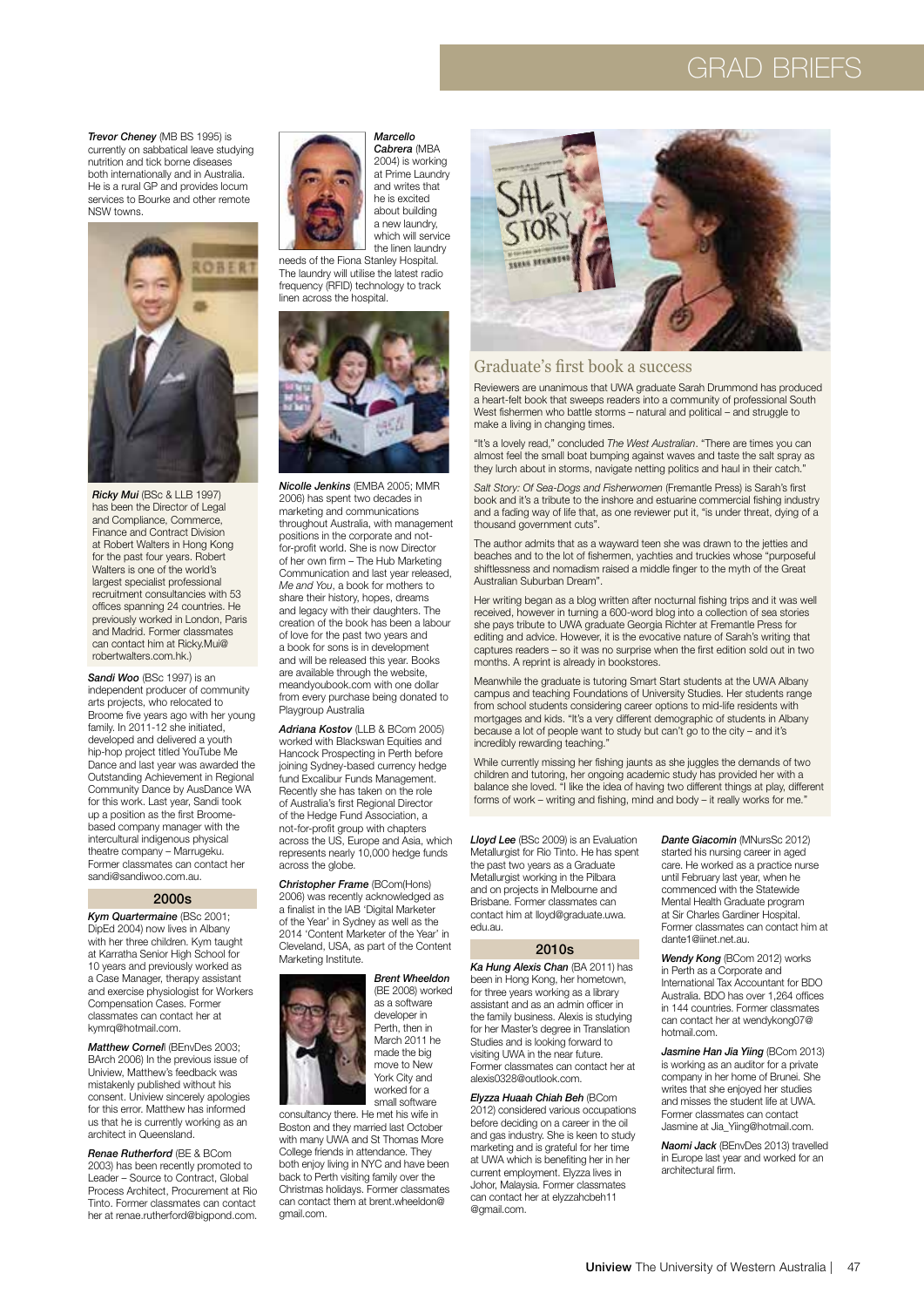**_Trevor Cheney_** (MB BS 1995) is currently on sabbatical leave studying nutrition and tick borne diseases both internationally and in Australia. He is a rural GP and provides locum services to Bourke and other remote NSW towns.

**_Ricky Mui_** (BSc & LLB 1997) has been the Director of Legal and Compliance, Commerce, Finance and Contract Division at Robert Walters in Hong Kong for the past four years. Robert Walters is one of the world's largest specialist professional recruitment consultancies with 53 offices spanning 24 countries. He previously worked in London, Paris and Madrid. Former classmates can contact him at Ricky.Mui@robertwalters.com.hk.)

**_Sandi Woo_** (BSc 1997) is an independent producer of community arts projects, who relocated to Broome five years ago with her young family. In 2011-12 she initiated, developed and delivered a youth hip-hop project titled YouTube Me Dance and last year was awarded the Outstanding Achievement in Regional Community Dance by AusDance WA for this work. Last year, Sandi took up a position as the first Broome-based company manager with the intercultural indigenous physical theatre company – Marrugeku. Former classmates can contact her sandi@sandiwoo.com.au.

## 2000s

**_Kym Quartermaine_** (BSc 2001; DipEd 2004) now lives in Albany with her three children. Kym taught at Karratha Senior High School for 10 years and previously worked as a Case Manager, therapy assistant and exercise physiologist for Workers Compensation Cases. Former classmates can contact her at kymrq@hotmail.com.

**_Matthew Cornell_** (BEnvDes 2003; BArch 2006) In the previous issue of Uniview, Matthew's feedback was mistakenly published without his consent. Uniview sincerely apologies for this error. Matthew has informed us that he is currently working as an architect in Queensland.

**_Renae Rutherford_** (BE & BCom 2003) has been recently promoted to Leader – Source to Contract, Global Process Architect, Procurement at Rio Tinto. Former classmates can contact her at renae.rutherford@bigpond.com.

**_Marcello Cabrera_** (MBA 2004) is working at Prime Laundry and writes that he is excited about building a new laundry, which will service the linen laundry needs of the Fiona Stanley Hospital. The laundry will utilise the latest radio frequency (RFID) technology to track linen across the hospital.

**_Nicolle Jenkins_** (EMBA 2005; MMR 2006) has spent two decades in marketing and communications throughout Australia, with management positions in the corporate and not-for-profit world. She is now Director of her own firm – The Hub Marketing Communication and last year released, *Me and You*, a book for mothers to share their history, hopes, dreams and legacy with their daughters. The creation of the book has been a labour of love for the past two years and a book for sons is in development and will be released this year. Books are available through the website, meandyoubook.com with one dollar from every purchase being donated to Playgroup Australia

**_Adriana Kostov_** (LLB & BCom 2005) worked with Blackswan Equities and Hancock Prospecting in Perth before joining Sydney-based currency hedge fund Excalibur Funds Management. Recently she has taken on the role of Australia's first Regional Director of the Hedge Fund Association, a not-for-profit group with chapters across the US, Europe and Asia, which represents nearly 10,000 hedge funds across the globe.

**_Christopher Frame_** (BCom(Hons) 2006) was recently acknowledged as a finalist in the IAB 'Digital Marketer of the Year' in Sydney as well as the 2014 'Content Marketer of the Year' in Cleveland, USA, as part of the Content Marketing Institute.

**_Brent Wheeldon_** (BE 2008) worked as a software developer in Perth, then in March 2011 he made the big move to New York City and worked for a small software consultancy there. He met his wife in Boston and they married last October with many UWA and St Thomas More College friends in attendance. They both enjoy living in NYC and have been back to Perth visiting family over the Christmas holidays. Former classmates can contact them at brent.wheeldon@gmail.com.

## Graduate's first book a success

Reviewers are unanimous that UWA graduate Sarah Drummond has produced a heart-felt book that sweeps readers into a community of professional South West fishermen who battle storms – natural and political – and struggle to make a living in changing times.

"It's a lovely read," concluded *The West Australian*. "There are times you can almost feel the small boat bumping against waves and taste the salt spray as they lurch about in storms, navigate netting politics and haul in their catch."

*Salt Story: Of Sea-Dogs and Fisherwomen* (Fremantle Press) is Sarah's first book and it's a tribute to the inshore and estuarine commercial fishing industry and a fading way of life that, as one reviewer put it, "is under threat, dying of a thousand government cuts".

The author admits that as a wayward teen she was drawn to the jetties and beaches and to the lot of fishermen, yachties and truckies whose "purposeful shiftlessness and nomadism raised a middle finger to the myth of the Great Australian Suburban Dream".

Her writing began as a blog written after nocturnal fishing trips and it was well received, however in turning a 600-word blog into a collection of sea stories she pays tribute to UWA graduate Georgia Richter at Fremantle Press for editing and advice. However, it is the evocative nature of Sarah's writing that captures readers – so it was no surprise when the first edition sold out in two months. A reprint is already in bookstores.

Meanwhile the graduate is tutoring Smart Start students at the UWA Albany campus and teaching Foundations of University Studies. Her students range from school students considering career options to mid-life residents with mortgages and kids. "It's a very different demographic of students in Albany because a lot of people want to study but can't go to the city – and it's incredibly rewarding teaching."

While currently missing her fishing jaunts as she juggles the demands of two children and tutoring, her ongoing academic study has provided her with a balance she loved. "I like the idea of having two different things at play, different forms of work – writing and fishing, mind and body – it really works for me."

**_Lloyd Lee_** (BSc 2009) is an Evaluation Metallurgist for Rio Tinto. He has spent the past two years as a Graduate Metallurgist working in the Pilbara and on projects in Melbourne and Brisbane. Former classmates can contact him at lloyd@graduate.uwa.edu.au.

## 2010s

**_Ka Hung Alexis Chan_** (BA 2011) has been in Hong Kong, her hometown, for three years working as a library assistant and as an admin officer in the family business. Alexis is studying for her Master's degree in Translation Studies and is looking forward to visiting UWA in the near future. Former classmates can contact her at alexis0328@outlook.com.

**_Elyzza Huaah Chiah Beh_** (BCom 2012) considered various occupations before deciding on a career in the oil and gas industry. She is keen to study marketing and is grateful for her time at UWA which is benefiting her in her current employment. Elyzza lives in Johor, Malaysia. Former classmates can contact her at elyzzahcbeh11@gmail.com.

**_Dante Giacomin_** (MNursSc 2012) started his nursing career in aged care. He worked as a practice nurse until February last year, when he commenced with the Statewide Mental Health Graduate program at Sir Charles Gairdner Hospital. Former classmates can contact him at dante1@iinet.net.au.

**_Wendy Kong_** (BCom 2012) works in Perth as a Corporate and International Tax Accountant for BDO Australia. BDO has over 1,264 offices in 144 countries. Former classmates can contact her at wendykong07@hotmail.com.

**_Jasmine Han Jia Yiing_** (BCom 2013) is working as an auditor for a private company in her home of Brunei. She writes that she enjoyed her studies and misses the student life at UWA. Former classmates can contact Jasmine at Jia_Yiing@hotmail.com.

**_Naomi Jack_** (BEnvDes 2013) travelled in Europe last year and worked for an architectural firm.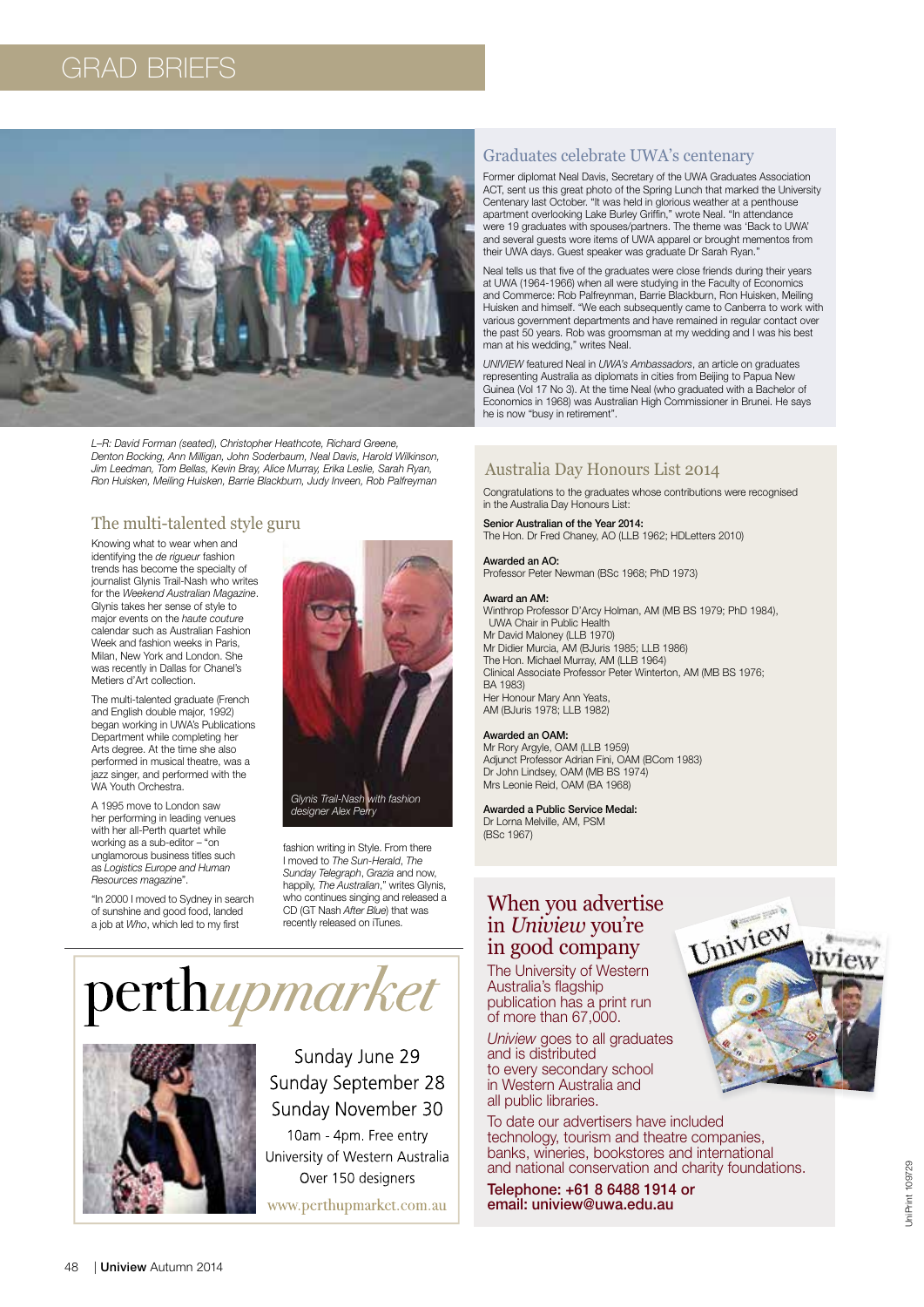# GRAD BRIEFS

## Graduates celebrate UWA's centenary

Former diplomat Neal Davis, Secretary of the UWA Graduates Association ACT, sent us this great photo of the Spring Lunch that marked the University Centenary last October. "It was held in glorious weather at a penthouse apartment overlooking Lake Burley Griffin," wrote Neal. "In attendance were 19 graduates with spouses/partners. The theme was 'Back to UWA' and several guests wore items of UWA apparel or brought mementos from their UWA days. Guest speaker was graduate Dr Sarah Ryan."

Neal tells us that five of the graduates were close friends during their years at UWA (1964-1966) when all were studying in the Faculty of Economics and Commerce: Rob Palfreynman, Barrie Blackburn, Ron Huisken, Meiling Huisken and himself. "We each subsequently came to Canberra to work with various government departments and have remained in regular contact over the past 50 years. Rob was groomsman at my wedding and I was his best man at his wedding," writes Neal.

*UNIVIEW* featured Neal in *UWA's Ambassadors*, an article on graduates representing Australia as diplomats in cities from Beijing to Papua New Guinea (Vol 17 No 3). At the time Neal (who graduated with a Bachelor of Economics in 1968) was Australian High Commissioner in Brunei. He says he is now "busy in retirement".

*L–R: David Forman (seated), Christopher Heathcote, Richard Greene, Denton Bocking, Ann Milligan, John Soderbaum, Neal Davis, Harold Wilkinson, Jim Leedman, Tom Bellas, Kevin Bray, Alice Murray, Erika Leslie, Sarah Ryan, Ron Huisken, Meiling Huisken, Barrie Blackburn, Judy Inveen, Rob Palfreyman*

## The multi-talented style guru

Knowing what to wear when and identifying the *de rigueur* fashion trends has become the specialty of journalist Glynis Trail-Nash who writes for the *Weekend Australian Magazine*. Glynis takes her sense of style to major events on the *haute couture* calendar such as Australian Fashion Week and fashion weeks in Paris, Milan, New York and London. She was recently in Dallas for Chanel's Metiers d'Art collection.

The multi-talented graduate (French and English double major, 1992) began working in UWA's Publications Department while completing her Arts degree. At the time she also performed in musical theatre, was a jazz singer, and performed with the WA Youth Orchestra.

A 1995 move to London saw her performing in leading venues with her all-Perth quartet while working as a sub-editor – "on unglamorous business titles such as *Logistics Europe and Human Resources magazine*".

"In 2000 I moved to Sydney in search of sunshine and good food, landed a job at *Who*, which led to my first fashion writing in Style. From there I moved to *The Sun-Herald*, *The Sunday Telegraph*, *Grazia* and now, happily, *The Australian*," writes Glynis, who continues singing and released a CD (GT Nash *After Blue*) that was recently released on iTunes.

*Glynis Trail-Nash with fashion designer Alex Perry*

## Australia Day Honours List 2014

Congratulations to the graduates whose contributions were recognised in the Australia Day Honours List:

**Senior Australian of the Year 2014:**
The Hon. Dr Fred Chaney, AO (LLB 1962; HDLetters 2010)

**Awarded an AO:**
Professor Peter Newman (BSc 1968; PhD 1973)

**Award an AM:**
Winthrop Professor D'Arcy Holman, AM (MB BS 1979; PhD 1984), UWA Chair in Public Health
Mr David Maloney (LLB 1970)
Mr Didier Murcia, AM (BJuris 1985; LLB 1986)
The Hon. Michael Murray, AM (LLB 1964)
Clinical Associate Professor Peter Winterton, AM (MB BS 1976; BA 1983)
Her Honour Mary Ann Yeats, AM (BJuris 1978; LLB 1982)

**Awarded an OAM:**
Mr Rory Argyle, OAM (LLB 1959)
Adjunct Professor Adrian Fini, OAM (BCom 1983)
Dr John Lindsey, OAM (MB BS 1974)
Mrs Leonie Reid, OAM (BA 1968)

**Awarded a Public Service Medal:**
Dr Lorna Melville, AM, PSM (BSc 1967)

## When you advertise in *Uniview* you're in good company

The University of Western Australia's flagship publication has a print run of more than 67,000.

*Uniview* goes to all graduates and is distributed to every secondary school in Western Australia and all public libraries.

To date our advertisers have included technology, tourism and theatre companies, banks, wineries, bookstores and international and national conservation and charity foundations.

**Telephone: +61 8 6488 1914 or email: uniview@uwa.edu.au**

# perth*upmarket*

Sunday June 29
Sunday September 28
Sunday November 30

10am - 4pm. Free entry
University of Western Australia
Over 150 designers

www.perthupmarket.com.au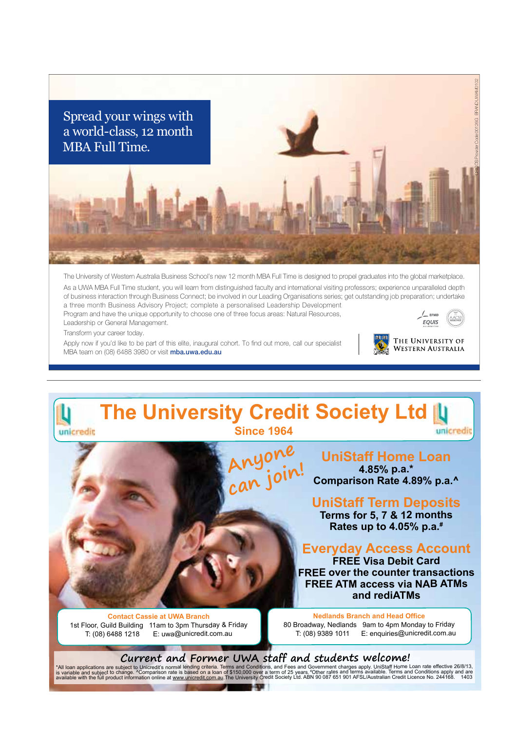## Spread your wings with a world-class, 12 month MBA Full Time.

CRICOS Provider Code 00126G BRAND UWA00102

The University of Western Australia Business School's new 12 month MBA Full Time is designed to propel graduates into the global marketplace.

As a UWA MBA Full Time student, you will learn from distinguished faculty and international visiting professors; experience unparalleled depth of business interaction through Business Connect; be involved in our Leading Organisations series; get outstanding job preparation; undertake a three month Business Advisory Project; complete a personalised Leadership Development Program and have the unique opportunity to choose one of three focus areas: Natural Resources, Leadership or General Management.

Transform your career today.

Apply now if you'd like to be part of this elite, inaugural cohort. To find out more, call our specialist MBA team on (08) 6488 3980 or visit **mba.uwa.edu.au**

EFMD EQUIS AACSB

THE UNIVERSITY OF WESTERN AUSTRALIA

---

# The University Credit Society Ltd

unicredit

**Since 1964**

*Anyone can join!*

## UniStaff Home Loan

**4.85% p.a.***
**Comparison Rate 4.89% p.a.^**

## UniStaff Term Deposits

**Terms for 5, 7 & 12 months**
**Rates up to 4.05% p.a.#**

## Everyday Access Account

**FREE Visa Debit Card**
**FREE over the counter transactions**
**FREE ATM access via NAB ATMs and rediATMs**

**Contact Cassie at UWA Branch**
1st Floor, Guild Building 11am to 3pm Thursday & Friday
T: (08) 6488 1218 E: uwa@unicredit.com.au

**Nedlands Branch and Head Office**
80 Broadway, Nedlands 9am to 4pm Monday to Friday
T: (08) 9389 1011 E: enquiries@unicredit.com.au

**Current and Former UWA staff and students welcome!**

*All loan applications are subject to Unicredit's normal lending criteria. Terms and Conditions, and Fees and Government charges apply. UniStaff Home Loan rate effective 26/8/13, is variable and subject to change. ^Comparison rate is based on a loan of $150,000 over a term of 25 years. #Other rates and terms available. Terms and Conditions apply and are available with the full product information online at www.unicredit.com.au. The University Credit Society Ltd. ABN 90 087 651 901 AFSL/Australian Credit Licence No. 244168. 1403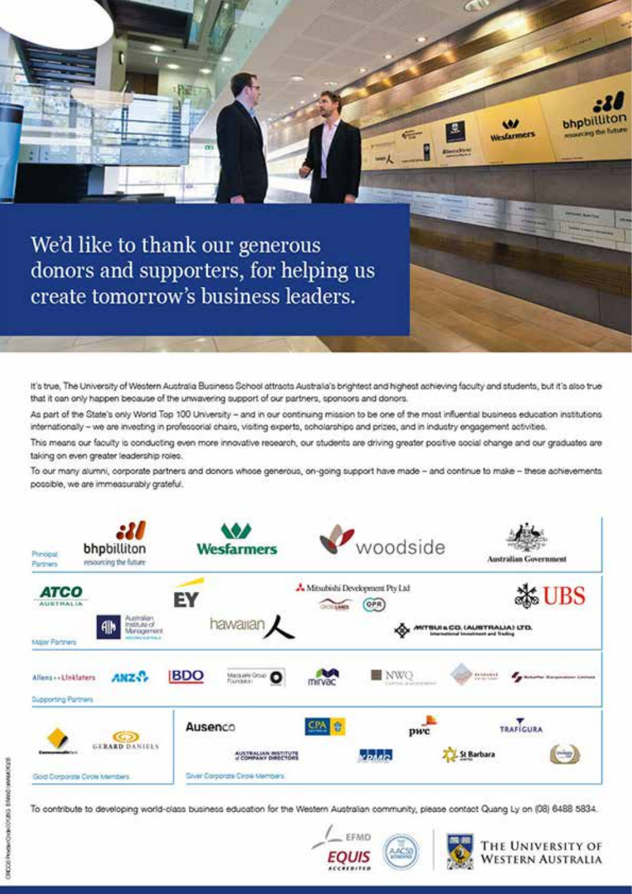We'd like to thank our generous donors and supporters, for helping us create tomorrow's business leaders.

It's true, The University of Western Australia Business School attracts Australia's brightest and highest achieving faculty and students, but it's also true that it can only happen because of the unwavering support of our partners, sponsors and donors.

As part of the State's only World Top 100 University – and in our continuing mission to be one of the most influential business education institutions internationally – we are investing in professorial chairs, visiting experts, scholarships and prizes, and in industry engagement activities.

This means our faculty is conducting even more innovative research, our students are driving greater positive social change and our graduates are taking on even greater leadership roles.

To our many alumni, corporate partners and donors whose generous, on-going support have made – and continue to make – these achievements possible, we are immeasurably grateful.

Principal Partners

bhpbilliton resourcing the future

Wesfarmers

woodside

Australian Government

Major Partners

ATCO AUSTRALIA

EY

Mitsubishi Development Pty Ltd

UBS

Australian Institute of Management

hawaiian

MITSUI & CO. (AUSTRALIA) LTD. International Investment and Trading

Supporting Partners

Allens Linklaters

ANZ

BDO

Macquarie Group Foundation

mirvac

NWQ

Schaffer Corporation Limited

Gold Corporate Circle Members

Commonwealth Bank

GERARD DANIELS

Silver Corporate Circle Members

Ausenco

CPA

pwc

TRAFIGURA

AUSTRALIAN INSTITUTE of COMPANY DIRECTORS

KPMG

St Barbara

To contribute to developing world-class business education for the Western Australian community, please contact Quang Ly on (08) 6488 5834.

EFMD EQUIS ACCREDITED

AACSB

THE UNIVERSITY OF WESTERN AUSTRALIA